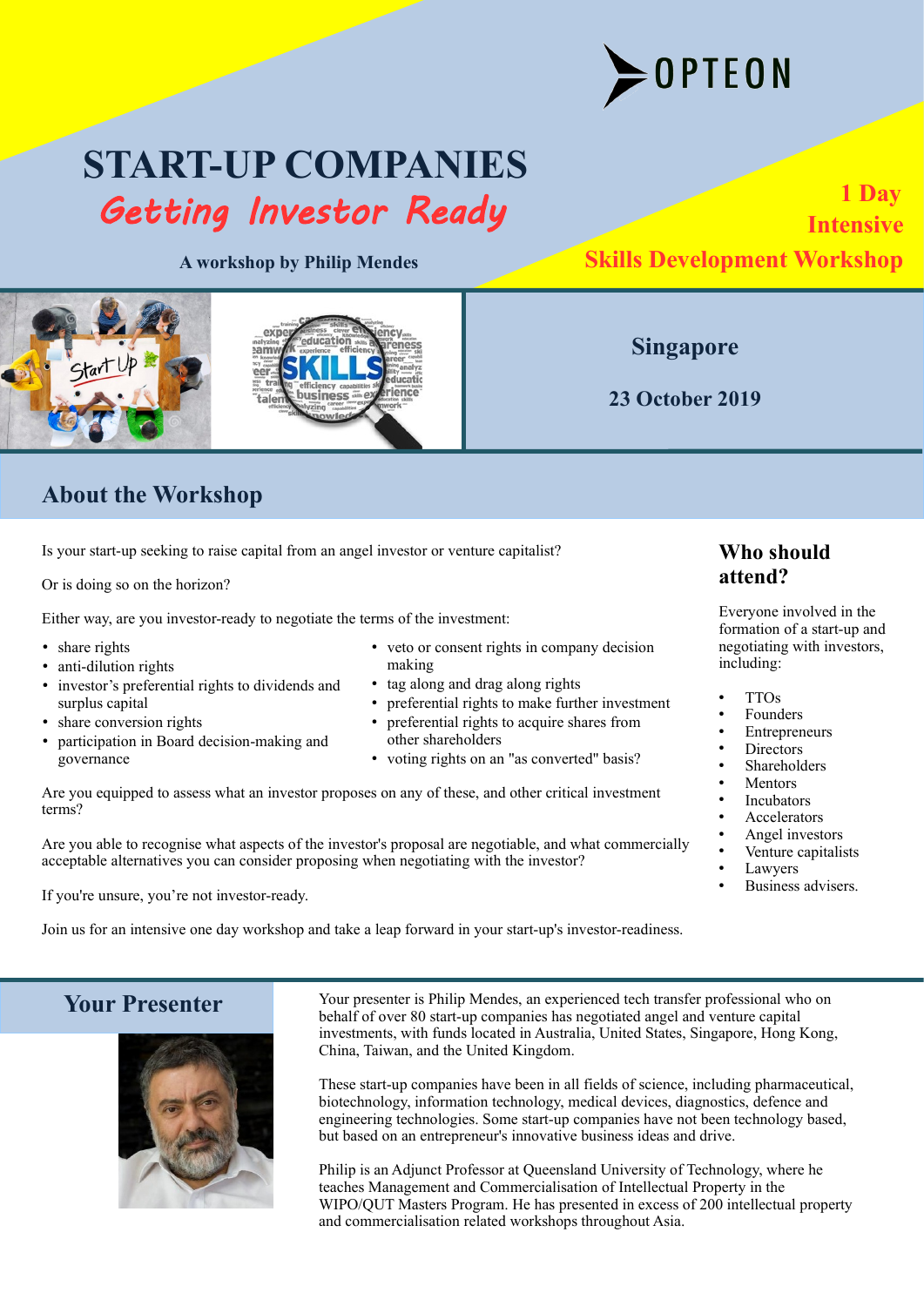OPTEON

# START-UP COMPANIES

## *Getting Investor Ready*

**A workshop by Philip Mendes**

**1 Day Intensive Skills Development Workshop**

**Singapore**

**23 October 2019**

## About the Workshop

Is your start-up seeking to raise capital from an angel investor or venture capitalist?

Or is doing so on the horizon?

Either way, are you investor-ready to negotiate the terms of the investment:

- share rights
- anti-dilution rights
- investor's preferential rights to dividends and surplus capital
- share conversion rights
- participation in Board decision-making and governance
- veto or consent rights in company decision making
- tag along and drag along rights
- preferential rights to make further investment
- preferential rights to acquire shares from other shareholders
- voting rights on an "as converted" basis?

Are you equipped to assess what an investor proposes on any of these, and other critical investment terms?

Are you able to recognise what aspects of the investor's proposal are negotiable, and what commercially acceptable alternatives you can consider proposing when negotiating with the investor?

If you're unsure, you're not investor-ready.

Join us for an intensive one day workshop and take a leap forward in your start-up's investor-readiness.

### Who should attend?

Everyone involved in the formation of a start-up and negotiating with investors, including:

- TTOs
- Founders
- Entrepreneurs
- Directors
- Shareholders
- Mentors
- Incubators
- Accelerators
- Angel investors
- Venture capitalists
- Lawyers
- Business advisers.

## Your Presenter

Your presenter is Philip Mendes, an experienced tech transfer professional who on behalf of over 80 start-up companies has negotiated angel and venture capital investments, with funds located in Australia, United States, Singapore, Hong Kong, China, Taiwan, and the United Kingdom.

These start-up companies have been in all fields of science, including pharmaceutical, biotechnology, information technology, medical devices, diagnostics, defence and engineering technologies. Some start-up companies have not been technology based, but based on an entrepreneur's innovative business ideas and drive.

Philip is an Adjunct Professor at Queensland University of Technology, where he teaches Management and Commercialisation of Intellectual Property in the WIPO/QUT Masters Program. He has presented in excess of 200 intellectual property and commercialisation related workshops throughout Asia.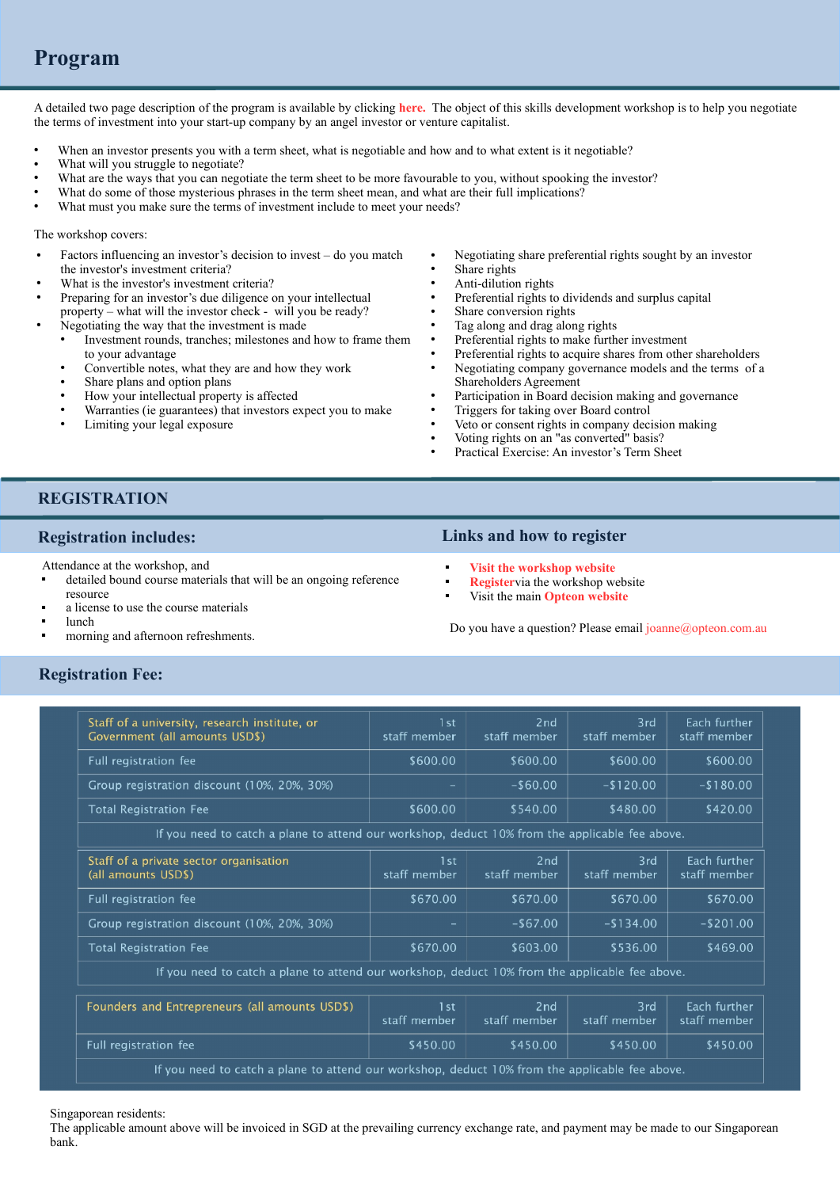# Program

A detailed two page description of the program is available by clicking **here.** The object of this skills development workshop is to help you negotiate the terms of investment into your start-up company by an angel investor or venture capitalist.

- When an investor presents you with a term sheet, what is negotiable and how and to what extent is it negotiable?
- What will you struggle to negotiate?
- What are the ways that you can negotiate the term sheet to be more favourable to you, without spooking the investor?
- What do some of those mysterious phrases in the term sheet mean, and what are their full implications?
- What must you make sure the terms of investment include to meet your needs?

The workshop covers:

- Factors influencing an investor's decision to invest – do you match the investor's investment criteria?
- What is the investor's investment criteria?
- Preparing for an investor's due diligence on your intellectual property – what will the investor check - will you be ready?
- Negotiating the way that the investment is made
  - Investment rounds, tranches; milestones and how to frame them to your advantage
  - Convertible notes, what they are and how they work
  - Share plans and option plans
  - How your intellectual property is affected
  - Warranties (ie guarantees) that investors expect you to make
  - Limiting your legal exposure
- Negotiating share preferential rights sought by an investor
- Share rights
- Anti-dilution rights
- Preferential rights to dividends and surplus capital
- Share conversion rights
- Tag along and drag along rights
- Preferential rights to make further investment
- Preferential rights to acquire shares from other shareholders
- Negotiating company governance models and the terms of a Shareholders Agreement
- Participation in Board decision making and governance
- Triggers for taking over Board control
- Veto or consent rights in company decision making
- Voting rights on an "as converted" basis?
- Practical Exercise: An investor's Term Sheet

## REGISTRATION

### Registration includes:

Attendance at the workshop, and

- detailed bound course materials that will be an ongoing reference resource
- a license to use the course materials
- lunch
- morning and afternoon refreshments.

### Links and how to register

- **Visit the workshop website**
- **Register** via the workshop website
- Visit the main **Opteon website**

Do you have a question? Please email joanne@opteon.com.au

### Registration Fee:

| Staff of a university, research institute, or Government (all amounts USD$) | 1st staff member | 2nd staff member | 3rd staff member | Each further staff member |
|---|---|---|---|---|
| Full registration fee | $600.00 | $600.00 | $600.00 | $600.00 |
| Group registration discount (10%, 20%, 30%) | – | -$60.00 | -$120.00 | -$180.00 |
| Total Registration Fee | $600.00 | $540.00 | $480.00 | $420.00 |
| If you need to catch a plane to attend our workshop, deduct 10% from the applicable fee above. | | | | |

| Staff of a private sector organisation (all amounts USD$) | 1st staff member | 2nd staff member | 3rd staff member | Each further staff member |
|---|---|---|---|---|
| Full registration fee | $670.00 | $670.00 | $670.00 | $670.00 |
| Group registration discount (10%, 20%, 30%) | – | -$67.00 | -$134.00 | -$201.00 |
| Total Registration Fee | $670.00 | $603.00 | $536.00 | $469.00 |
| If you need to catch a plane to attend our workshop, deduct 10% from the applicable fee above. | | | | |

| Founders and Entrepreneurs (all amounts USD$) | 1st staff member | 2nd staff member | 3rd staff member | Each further staff member |
|---|---|---|---|---|
| Full registration fee | $450.00 | $450.00 | $450.00 | $450.00 |
| If you need to catch a plane to attend our workshop, deduct 10% from the applicable fee above. | | | | |

Singaporean residents:
The applicable amount above will be invoiced in SGD at the prevailing currency exchange rate, and payment may be made to our Singaporean bank.